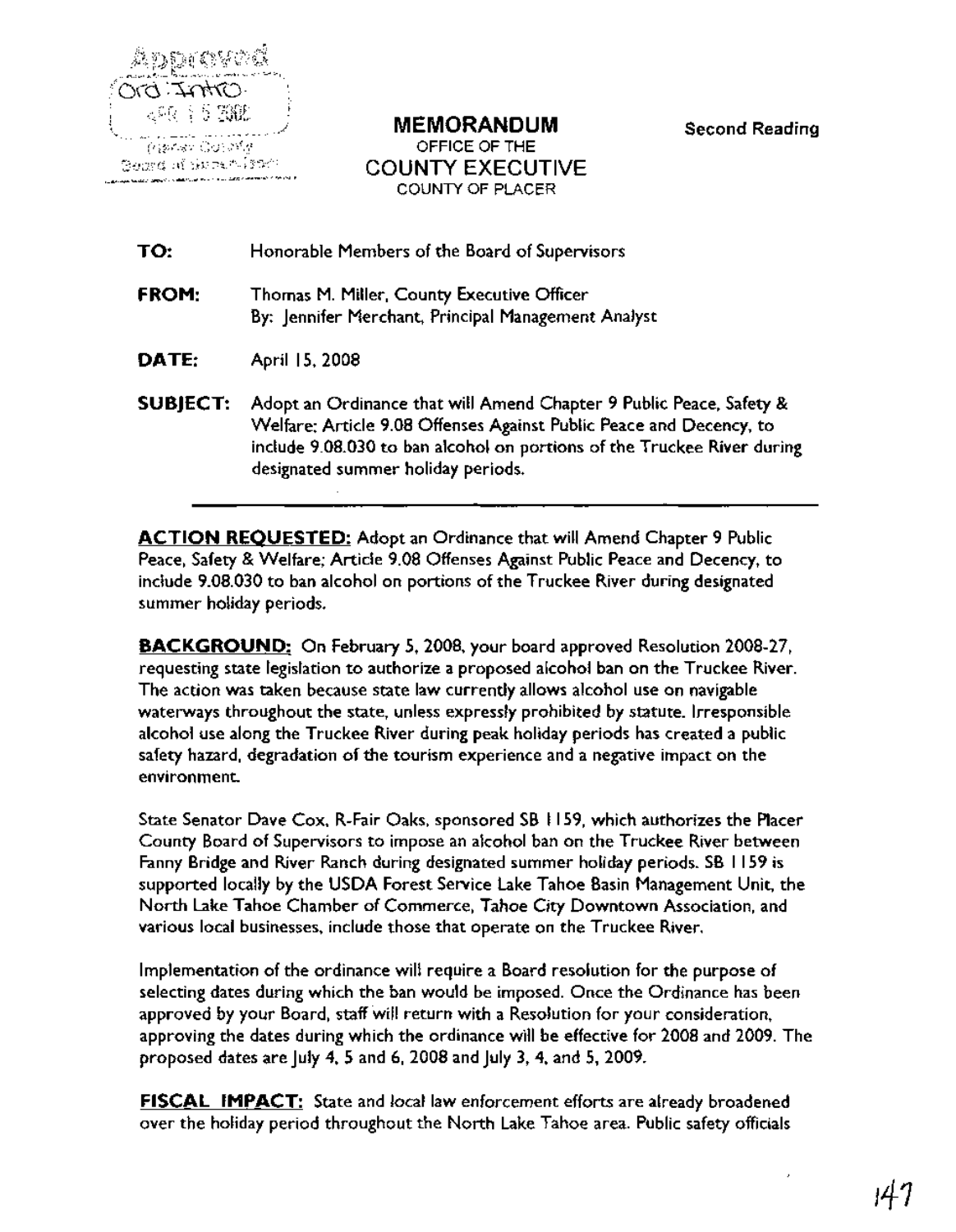Approved Ord Intro APR 15 2008 Placer County Board of Supervisors

# MEMORANDUM

OFFICE OF THE

## COUNTY EXECUTIVE

COUNTY OF PLACER

**Second Reading**

**TO:** Honorable Members of the Board of Supervisors

**FROM:** Thomas M. Miller, County Executive Officer
By: Jennifer Merchant, Principal Management Analyst

**DATE:** April 15, 2008

**SUBJECT:** Adopt an Ordinance that will Amend Chapter 9 Public Peace, Safety & Welfare; Article 9.08 Offenses Against Public Peace and Decency, to include 9.08.030 to ban alcohol on portions of the Truckee River during designated summer holiday periods.

---

**ACTION REQUESTED:** Adopt an Ordinance that will Amend Chapter 9 Public Peace, Safety & Welfare; Article 9.08 Offenses Against Public Peace and Decency, to include 9.08.030 to ban alcohol on portions of the Truckee River during designated summer holiday periods.

**BACKGROUND:** On February 5, 2008, your board approved Resolution 2008-27, requesting state legislation to authorize a proposed alcohol ban on the Truckee River. The action was taken because state law currently allows alcohol use on navigable waterways throughout the state, unless expressly prohibited by statute. Irresponsible alcohol use along the Truckee River during peak holiday periods has created a public safety hazard, degradation of the tourism experience and a negative impact on the environment.

State Senator Dave Cox, R-Fair Oaks, sponsored SB 1159, which authorizes the Placer County Board of Supervisors to impose an alcohol ban on the Truckee River between Fanny Bridge and River Ranch during designated summer holiday periods. SB 1159 is supported locally by the USDA Forest Service Lake Tahoe Basin Management Unit, the North Lake Tahoe Chamber of Commerce, Tahoe City Downtown Association, and various local businesses, include those that operate on the Truckee River.

Implementation of the ordinance will require a Board resolution for the purpose of selecting dates during which the ban would be imposed. Once the Ordinance has been approved by your Board, staff will return with a Resolution for your consideration, approving the dates during which the ordinance will be effective for 2008 and 2009. The proposed dates are July 4, 5 and 6, 2008 and July 3, 4, and 5, 2009.

**FISCAL IMPACT:** State and local law enforcement efforts are already broadened over the holiday period throughout the North Lake Tahoe area. Public safety officials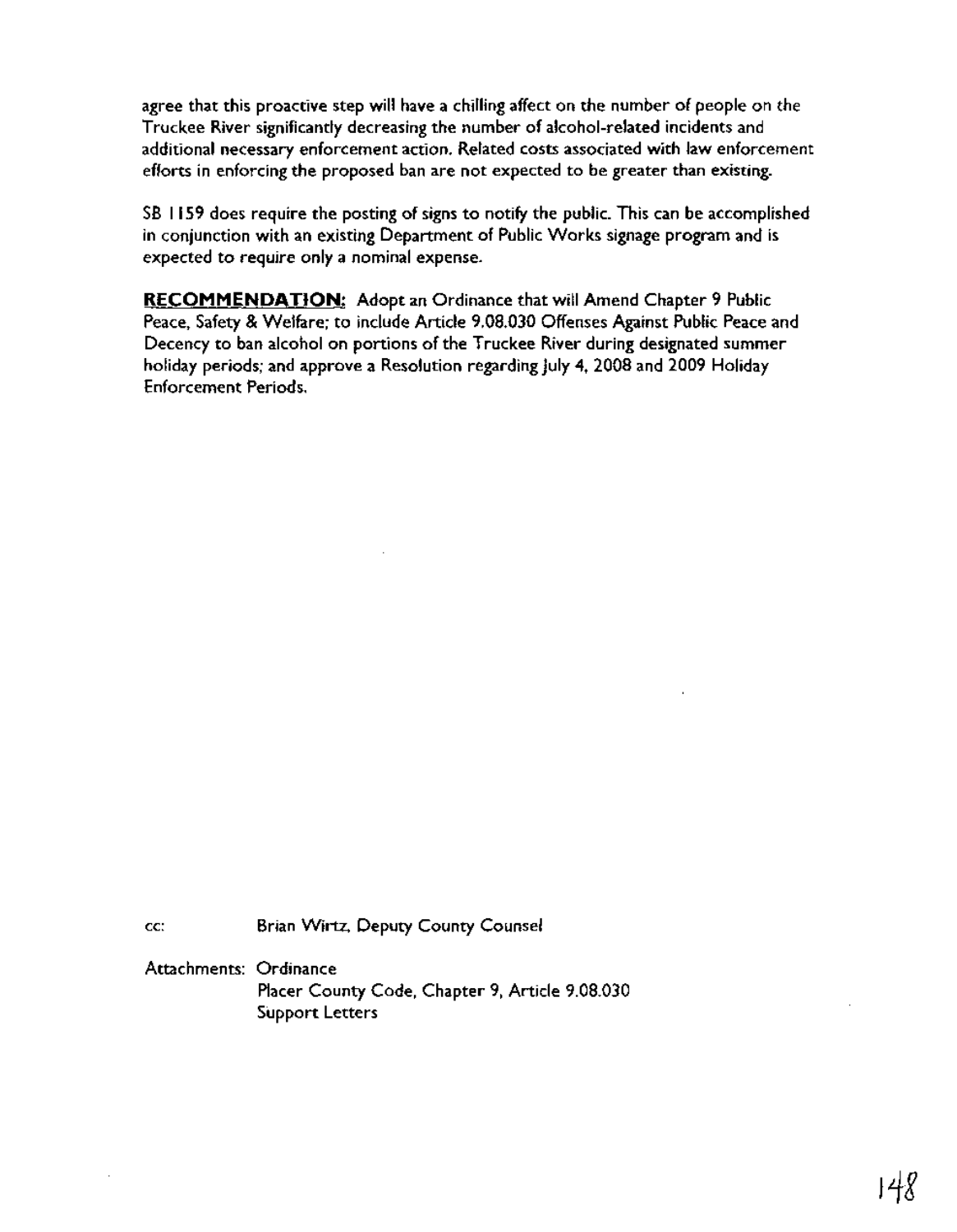agree that this proactive step will have a chilling affect on the number of people on the Truckee River significantly decreasing the number of alcohol-related incidents and additional necessary enforcement action. Related costs associated with law enforcement efforts in enforcing the proposed ban are not expected to be greater than existing.

SB 1159 does require the posting of signs to notify the public. This can be accomplished in conjunction with an existing Department of Public Works signage program and is expected to require only a nominal expense.

**RECOMMENDATION:** Adopt an Ordinance that will Amend Chapter 9 Public Peace, Safety & Welfare; to include Article 9.08.030 Offenses Against Public Peace and Decency to ban alcohol on portions of the Truckee River during designated summer holiday periods; and approve a Resolution regarding July 4, 2008 and 2009 Holiday Enforcement Periods.

cc: Brian Wirtz, Deputy County Counsel

Attachments: Ordinance
Placer County Code, Chapter 9, Article 9.08.030
Support Letters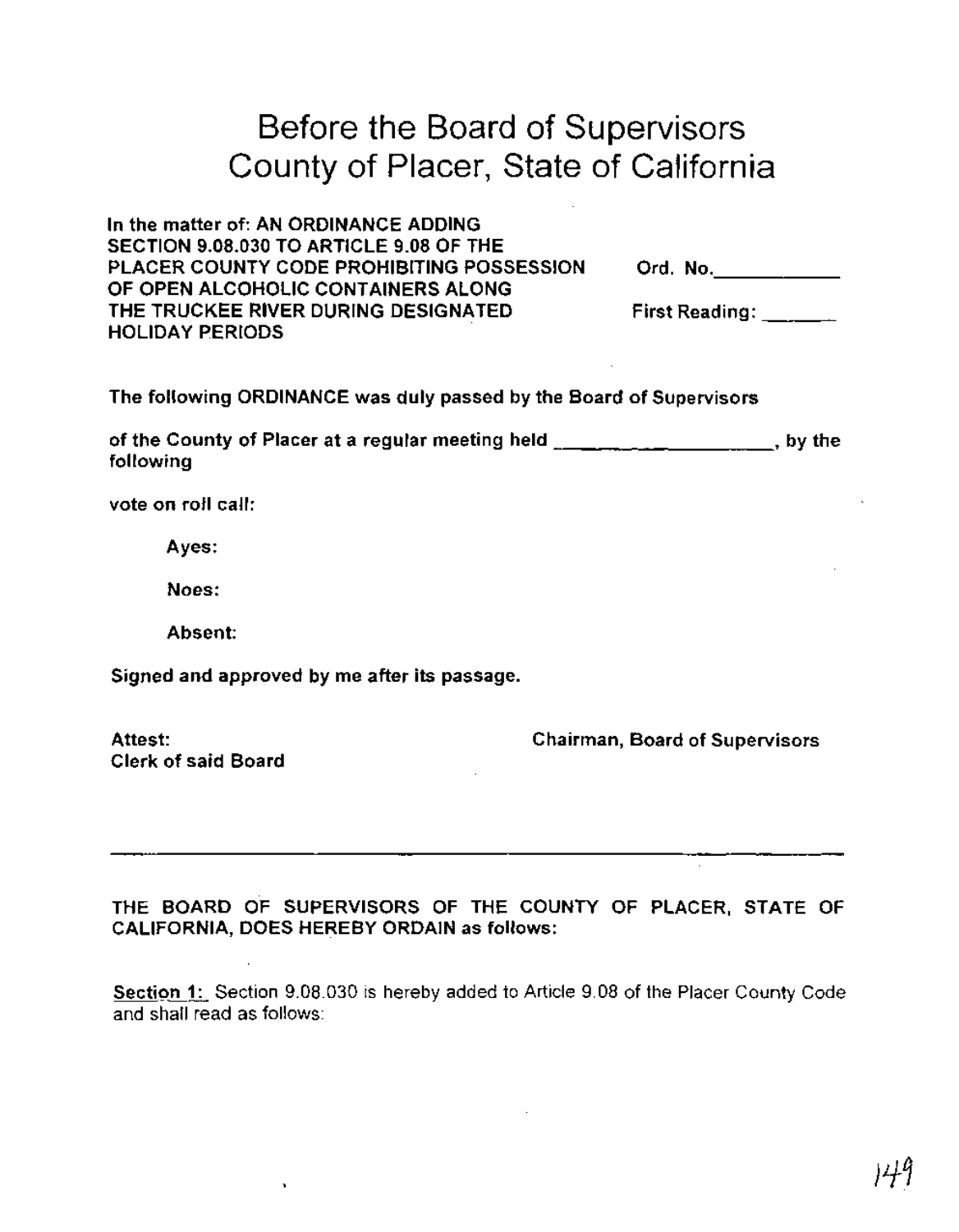# Before the Board of Supervisors
# County of Placer, State of California

**In the matter of: AN ORDINANCE ADDING SECTION 9.08.030 TO ARTICLE 9.08 OF THE PLACER COUNTY CODE PROHIBITING POSSESSION OF OPEN ALCOHOLIC CONTAINERS ALONG THE TRUCKEE RIVER DURING DESIGNATED HOLIDAY PERIODS**

**Ord. No.\_\_\_\_\_\_\_\_\_\_\_\_**

**First Reading: \_\_\_\_\_\_\_**

**The following ORDINANCE was duly passed by the Board of Supervisors**

**of the County of Placer at a regular meeting held \_\_\_\_\_\_\_\_\_\_\_\_\_\_\_\_\_\_\_\_, by the following**

**vote on roll call:**

**Ayes:**

**Noes:**

**Absent:**

**Signed and approved by me after its passage.**

**Attest:**
**Clerk of said Board**

**Chairman, Board of Supervisors**

---

**THE BOARD OF SUPERVISORS OF THE COUNTY OF PLACER, STATE OF CALIFORNIA, DOES HEREBY ORDAIN as follows:**

<u>**Section 1:**</u> Section 9.08.030 is hereby added to Article 9.08 of the Placer County Code and shall read as follows: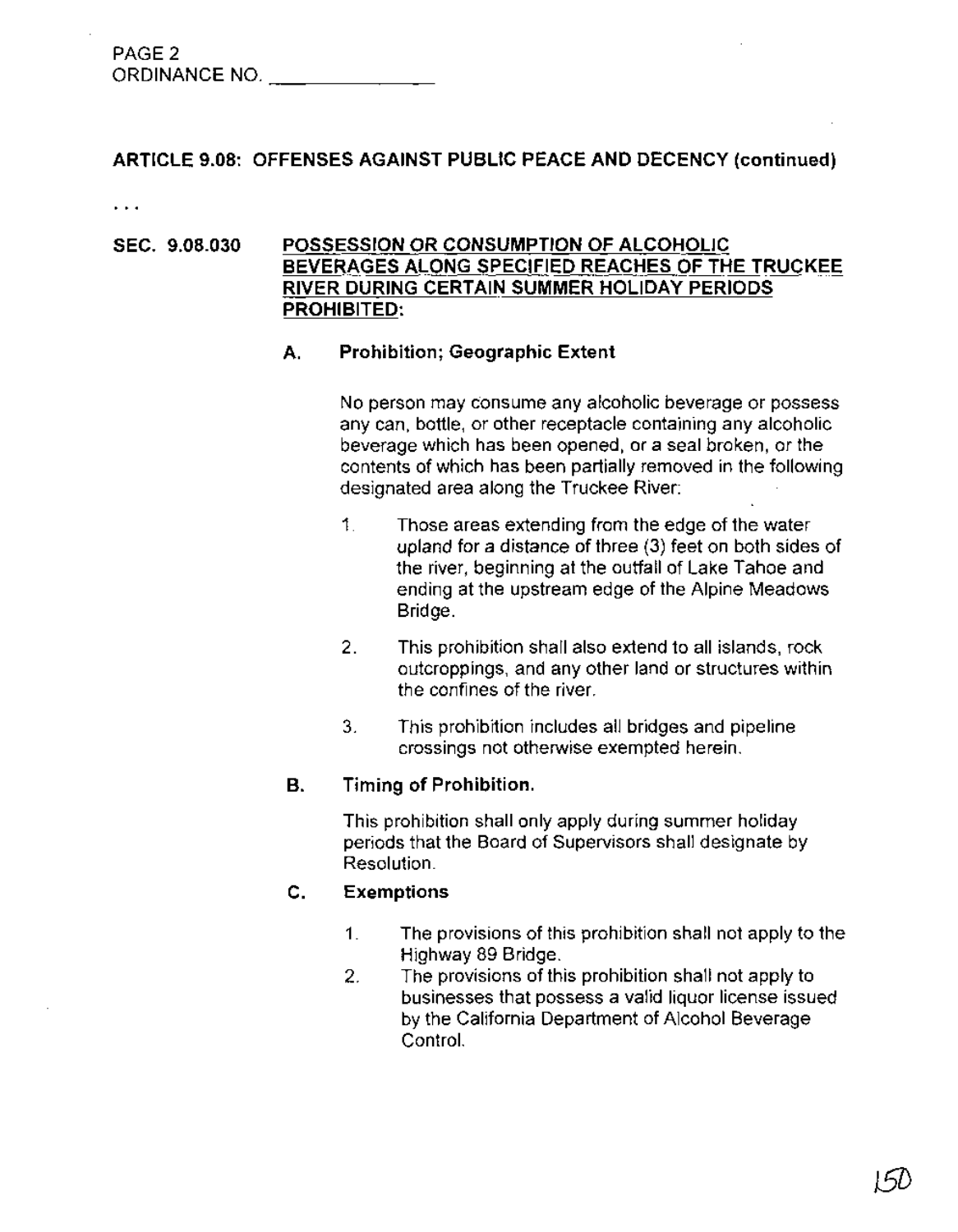ORDINANCE NO. ______________

**ARTICLE 9.08: OFFENSES AGAINST PUBLIC PEACE AND DECENCY (continued)**

. . .

**SEC. 9.08.030 POSSESSION OR CONSUMPTION OF ALCOHOLIC BEVERAGES ALONG SPECIFIED REACHES OF THE TRUCKEE RIVER DURING CERTAIN SUMMER HOLIDAY PERIODS PROHIBITED:**

**A. Prohibition; Geographic Extent**

No person may consume any alcoholic beverage or possess any can, bottle, or other receptacle containing any alcoholic beverage which has been opened, or a seal broken, or the contents of which has been partially removed in the following designated area along the Truckee River:

1. Those areas extending from the edge of the water upland for a distance of three (3) feet on both sides of the river, beginning at the outfall of Lake Tahoe and ending at the upstream edge of the Alpine Meadows Bridge.
2. This prohibition shall also extend to all islands, rock outcroppings, and any other land or structures within the confines of the river.
3. This prohibition includes all bridges and pipeline crossings not otherwise exempted herein.

**B. Timing of Prohibition.**

This prohibition shall only apply during summer holiday periods that the Board of Supervisors shall designate by Resolution.

**C. Exemptions**

1. The provisions of this prohibition shall not apply to the Highway 89 Bridge.
2. The provisions of this prohibition shall not apply to businesses that possess a valid liquor license issued by the California Department of Alcohol Beverage Control.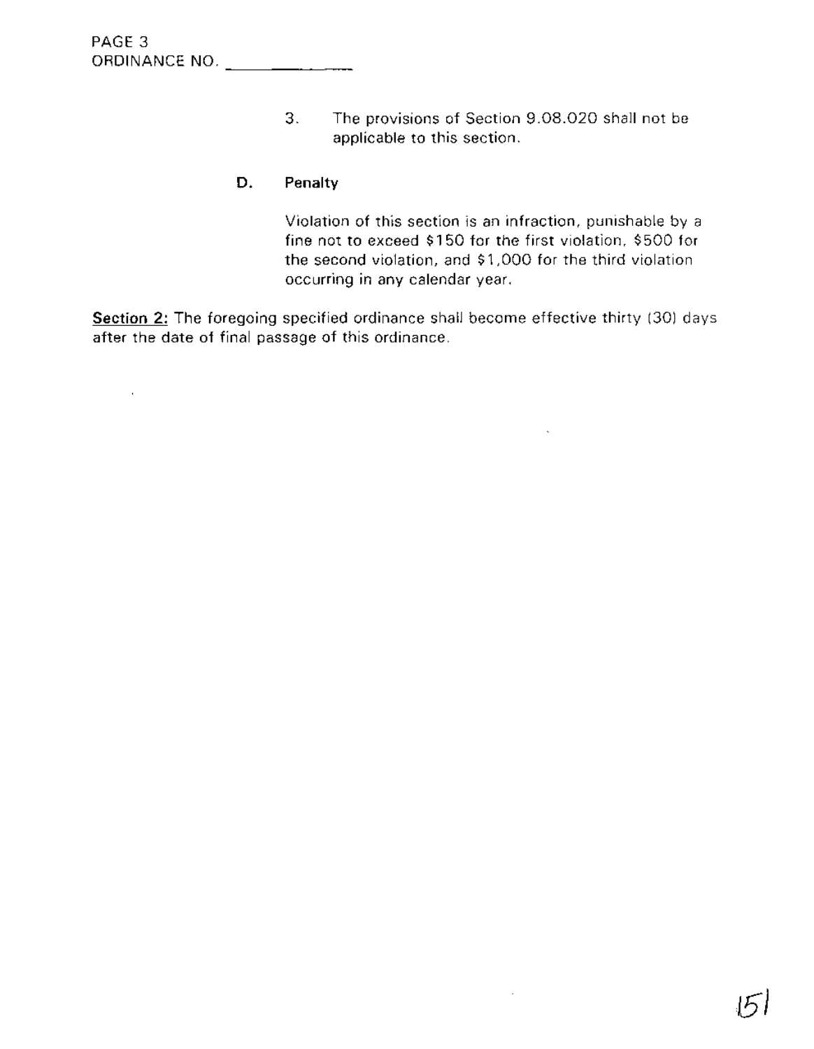3. The provisions of Section 9.08.020 shall not be applicable to this section.

**D. Penalty**

Violation of this section is an infraction, punishable by a fine not to exceed $150 for the first violation, $500 for the second violation, and $1,000 for the third violation occurring in any calendar year.

Section 2: The foregoing specified ordinance shall become effective thirty (30) days after the date of final passage of this ordinance.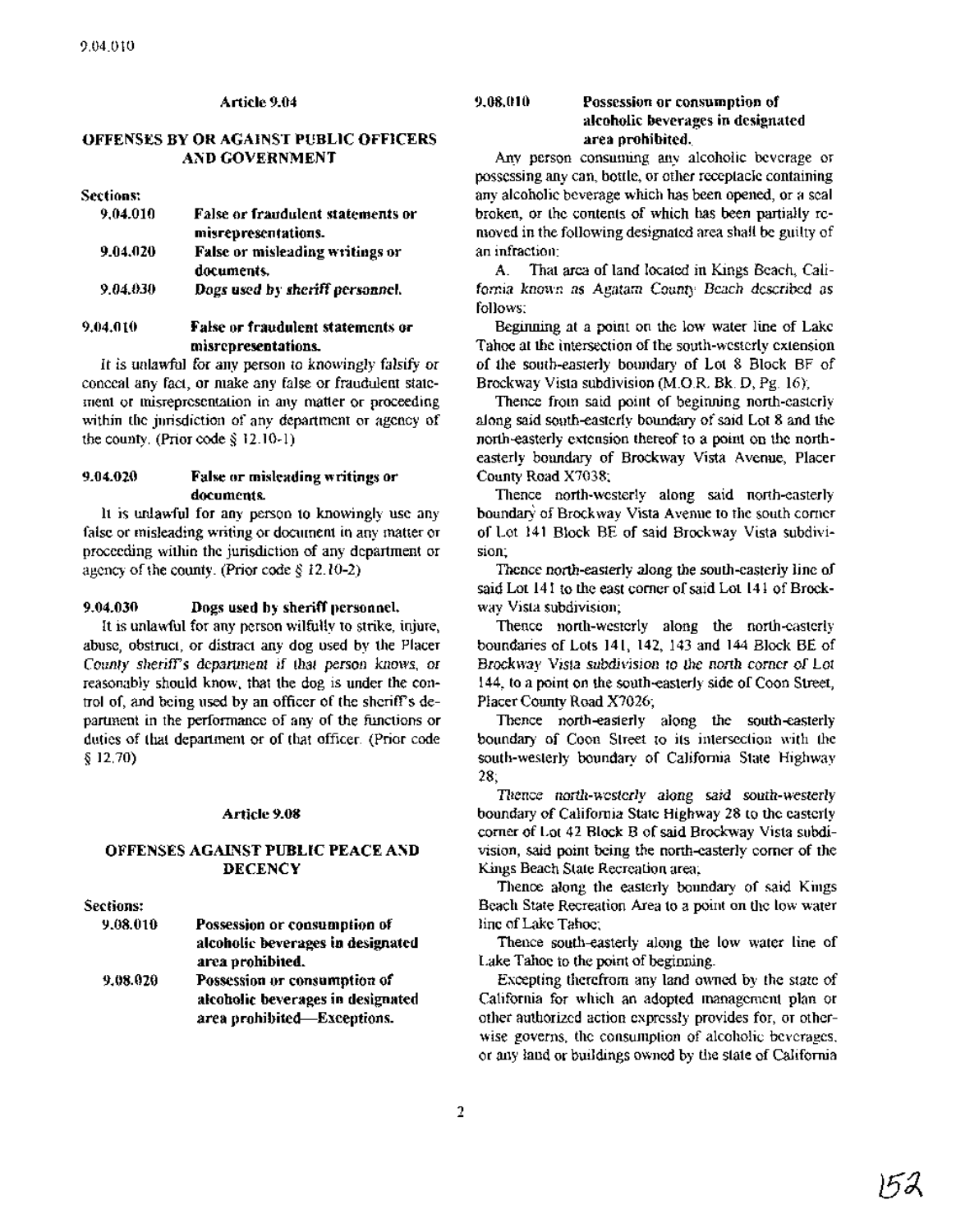## Article 9.04

## OFFENSES BY OR AGAINST PUBLIC OFFICERS AND GOVERNMENT

**Sections:**

| | |
|---|---|
| **9.04.010** | **False or fraudulent statements or misrepresentations.** |
| **9.04.020** | **False or misleading writings or documents.** |
| **9.04.030** | ***Dogs used by sheriff personnel.*** |

### 9.04.010 False or fraudulent statements or misrepresentations.

It is unlawful for any person to knowingly falsify or conceal any fact, or make any false or fraudulent statement or misrepresentation in any matter or proceeding within the jurisdiction of any department or agency of the county. (Prior code § 12.10-1)

### 9.04.020 False or misleading writings or documents.

It is unlawful for any person to knowingly use any false or misleading writing or document in any matter or proceeding within the jurisdiction of any department or agency of the county. (Prior code § 12.10-2)

### 9.04.030 Dogs used by sheriff personnel.

It is unlawful for any person wilfully to strike, injure, abuse, obstruct, or distract any dog used by the Placer County sheriff's department if that person knows, or reasonably should know, that the dog is under the control of, and being used by an officer of the sheriff's department in the performance of any of the functions or duties of that department or of that officer. (Prior code § 12.70)

## Article 9.08

## OFFENSES AGAINST PUBLIC PEACE AND DECENCY

**Sections:**

| | |
|---|---|
| **9.08.010** | **Possession or consumption of alcoholic beverages in designated area prohibited.** |
| **9.08.020** | **Possession or consumption of alcoholic beverages in designated area prohibited—Exceptions.** |

### 9.08.010 Possession or consumption of alcoholic beverages in designated area prohibited.

Any person consuming any alcoholic beverage or possessing any can, bottle, or other receptacle containing any alcoholic beverage which has been opened, or a seal broken, or the contents of which has been partially removed in the following designated area shall be guilty of an infraction:

A. That area of land located in Kings Beach, California known as Agatam County Beach described as follows:

Beginning at a point on the low water line of Lake Tahoe at the intersection of the south-westerly extension of the south-easterly boundary of Lot 8 Block BF of Brockway Vista subdivision (M.O.R. Bk. D, Pg. 16);

Thence from said point of beginning north-easterly along said south-easterly boundary of said Lot 8 and the north-easterly extension thereof to a point on the north-easterly boundary of Brockway Vista Avenue, Placer County Road X7038;

Thence north-westerly along said north-easterly boundary of Brockway Vista Avenue to the south corner of Lot 141 Block BE of said Brockway Vista subdivision;

Thence north-easterly along the south-easterly line of said Lot 141 to the east corner of said Lot 141 of Brockway Vista subdivision;

Thence north-westerly along the north-easterly boundaries of Lots 141, 142, 143 and 144 Block BE of Brockway Vista subdivision to the north corner of Lot 144, to a point on the south-easterly side of Coon Street, Placer County Road X7026;

Thence north-easterly along the south-easterly boundary of Coon Street to its intersection with the south-westerly boundary of California State Highway 28;

Thence north-westerly along said south-westerly boundary of California State Highway 28 to the easterly corner of Lot 42 Block B of said Brockway Vista subdivision, said point being the north-easterly corner of the Kings Beach State Recreation area;

Thence along the easterly boundary of said Kings Beach State Recreation Area to a point on the low water line of Lake Tahoe;

Thence south-easterly along the low water line of Lake Tahoe to the point of beginning.

Excepting therefrom any land owned by the state of California for which an adopted management plan or other authorized action expressly provides for, or otherwise governs, the consumption of alcoholic beverages, or any land or buildings owned by the state of California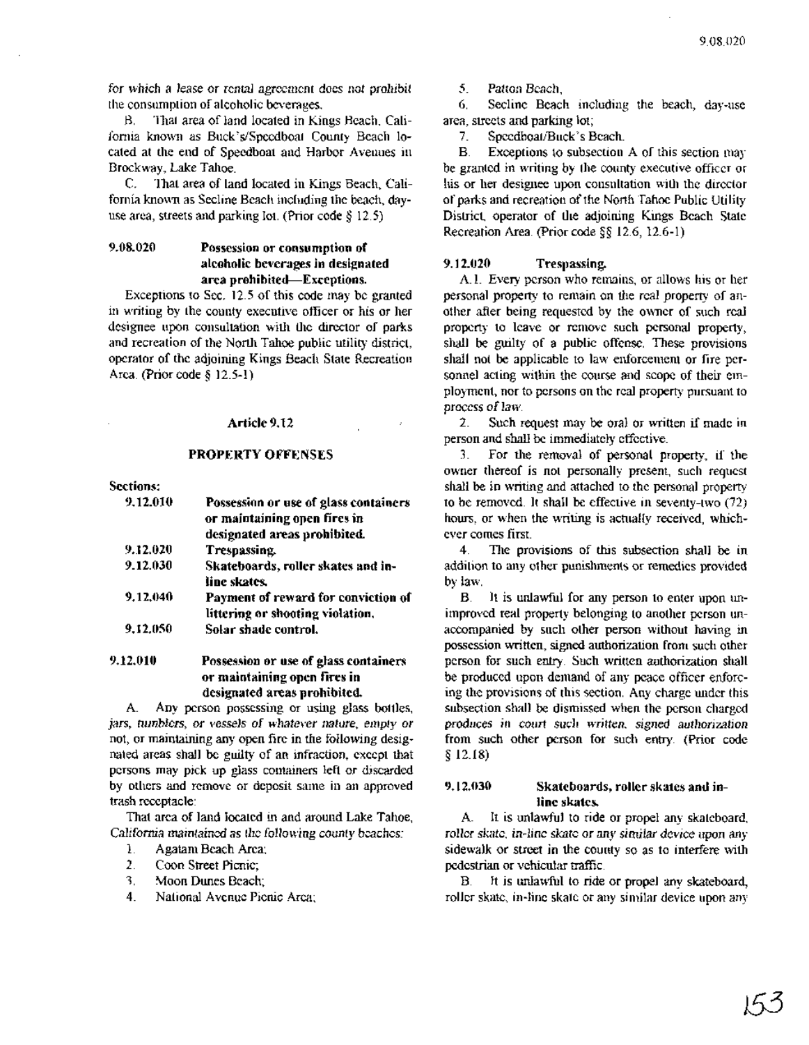for which a lease or rental agreement does not prohibit the consumption of alcoholic beverages.

B. That area of land located in Kings Beach, California known as Buck's/Speedboat County Beach located at the end of Speedboat and Harbor Avenues in Brockway, Lake Tahoe.

C. That area of land located in Kings Beach, California known as Secline Beach including the beach, day-use area, streets and parking lot. (Prior code § 12.5)

### 9.08.020 Possession or consumption of alcoholic beverages in designated area prohibited—Exceptions.

Exceptions to Sec. 12.5 of this code may be granted in writing by the county executive officer or his or her designee upon consultation with the director of parks and recreation of the North Tahoe public utility district, operator of the adjoining Kings Beach State Recreation Area. (Prior code § 12.5-1)

## Article 9.12

## PROPERTY OFFENSES

**Sections:**

| | |
|---|---|
| **9.12.010** | **Possession or use of glass containers or maintaining open fires in designated areas prohibited.** |
| **9.12.020** | **Trespassing.** |
| **9.12.030** | **Skateboards, roller skates and in-line skates.** |
| **9.12.040** | **Payment of reward for conviction of littering or shooting violation.** |
| **9.12.050** | **Solar shade control.** |

### 9.12.010 Possession or use of glass containers or maintaining open fires in designated areas prohibited.

A. Any person possessing or using glass bottles, jars, tumblers, or vessels of whatever nature, empty or not, or maintaining any open fire in the following designated areas shall be guilty of an infraction, except that persons may pick up glass containers left or discarded by others and remove or deposit same in an approved trash receptacle:

That area of land located in and around Lake Tahoe, California maintained as the following county beaches:

1. Agatam Beach Area;
2. Coon Street Picnic;
3. Moon Dunes Beach;
4. National Avenue Picnic Area;
5. Patton Beach,
6. Secline Beach including the beach, day-use area, streets and parking lot;
7. Speedboat/Buck's Beach.

B. Exceptions to subsection A of this section may be granted in writing by the county executive officer or his or her designee upon consultation with the director of parks and recreation of the North Tahoe Public Utility District, operator of the adjoining Kings Beach State Recreation Area. (Prior code §§ 12.6, 12.6-1)

### 9.12.020 Trespassing.

A.1. Every person who remains, or allows his or her personal property to remain on the real property of another after being requested by the owner of such real property to leave or remove such personal property, shall be guilty of a public offense. These provisions shall not be applicable to law enforcement or fire personnel acting within the course and scope of their employment, nor to persons on the real property pursuant to process of law.

2. Such request may be oral or written if made in person and shall be immediately effective.

3. For the removal of personal property, if the owner thereof is not personally present, such request shall be in writing and attached to the personal property to be removed. It shall be effective in seventy-two (72) hours, or when the writing is actually received, whichever comes first.

4. The provisions of this subsection shall be in addition to any other punishments or remedies provided by law.

B. It is unlawful for any person to enter upon unimproved real property belonging to another person unaccompanied by such other person without having in possession written, signed authorization from such other person for such entry. Such written authorization shall be produced upon demand of any peace officer enforcing the provisions of this section. Any charge under this subsection shall be dismissed when the person charged produces in court such written, signed authorization from such other person for such entry. (Prior code § 12.18)

### 9.12.030 Skateboards, roller skates and in-line skates.

A. It is unlawful to ride or propel any skateboard, roller skate, in-line skate or any similar device upon any sidewalk or street in the county so as to interfere with pedestrian or vehicular traffic.

B. It is unlawful to ride or propel any skateboard, roller skate, in-line skate or any similar device upon any